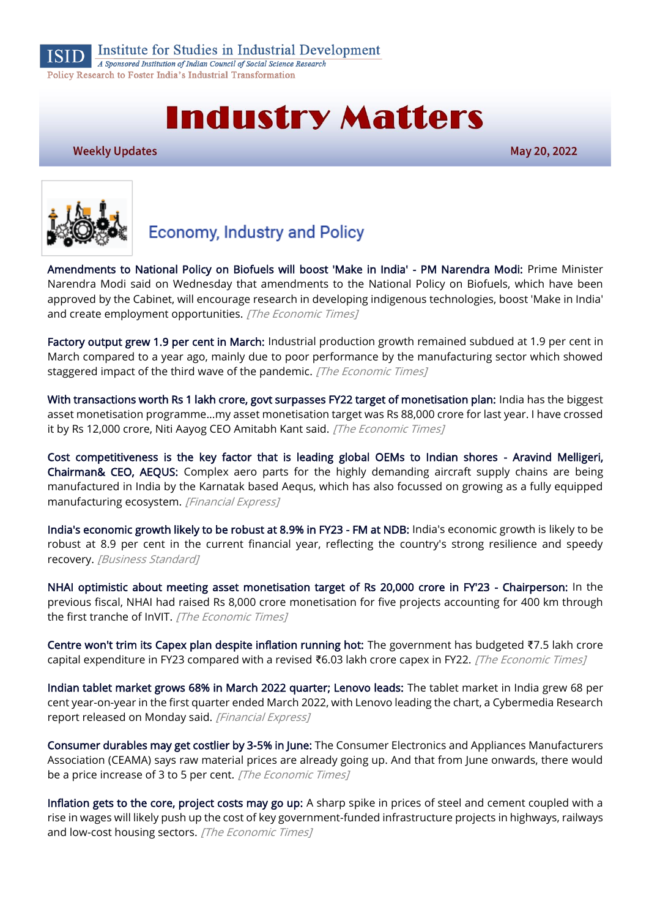ISID Institute for Studies in Industrial Development
*A Sponsored Institution of Indian Council of Social Science Research*
Policy Research to Foster India's Industrial Transformation

# Industry Matters

**Weekly Updates** May 20, 2022

## Economy, Industry and Policy

Amendments to National Policy on Biofuels will boost 'Make in India' - PM Narendra Modi: Prime Minister Narendra Modi said on Wednesday that amendments to the National Policy on Biofuels, which have been approved by the Cabinet, will encourage research in developing indigenous technologies, boost 'Make in India' and create employment opportunities. *[The Economic Times]*

Factory output grew 1.9 per cent in March: Industrial production growth remained subdued at 1.9 per cent in March compared to a year ago, mainly due to poor performance by the manufacturing sector which showed staggered impact of the third wave of the pandemic. *[The Economic Times]*

With transactions worth Rs 1 lakh crore, govt surpasses FY22 target of monetisation plan: India has the biggest asset monetisation programme...my asset monetisation target was Rs 88,000 crore for last year. I have crossed it by Rs 12,000 crore, Niti Aayog CEO Amitabh Kant said. *[The Economic Times]*

Cost competitiveness is the key factor that is leading global OEMs to Indian shores - Aravind Melligeri, Chairman& CEO, AEQUS: Complex aero parts for the highly demanding aircraft supply chains are being manufactured in India by the Karnatak based Aequs, which has also focussed on growing as a fully equipped manufacturing ecosystem. *[Financial Express]*

India's economic growth likely to be robust at 8.9% in FY23 - FM at NDB: India's economic growth is likely to be robust at 8.9 per cent in the current financial year, reflecting the country's strong resilience and speedy recovery. *[Business Standard]*

NHAI optimistic about meeting asset monetisation target of Rs 20,000 crore in FY'23 - Chairperson: In the previous fiscal, NHAI had raised Rs 8,000 crore monetisation for five projects accounting for 400 km through the first tranche of InVIT. *[The Economic Times]*

Centre won't trim its Capex plan despite inflation running hot: The government has budgeted ₹7.5 lakh crore capital expenditure in FY23 compared with a revised ₹6.03 lakh crore capex in FY22. *[The Economic Times]*

Indian tablet market grows 68% in March 2022 quarter; Lenovo leads: The tablet market in India grew 68 per cent year-on-year in the first quarter ended March 2022, with Lenovo leading the chart, a Cybermedia Research report released on Monday said. *[Financial Express]*

Consumer durables may get costlier by 3-5% in June: The Consumer Electronics and Appliances Manufacturers Association (CEAMA) says raw material prices are already going up. And that from June onwards, there would be a price increase of 3 to 5 per cent. *[The Economic Times]*

Inflation gets to the core, project costs may go up: A sharp spike in prices of steel and cement coupled with a rise in wages will likely push up the cost of key government-funded infrastructure projects in highways, railways and low-cost housing sectors. *[The Economic Times]*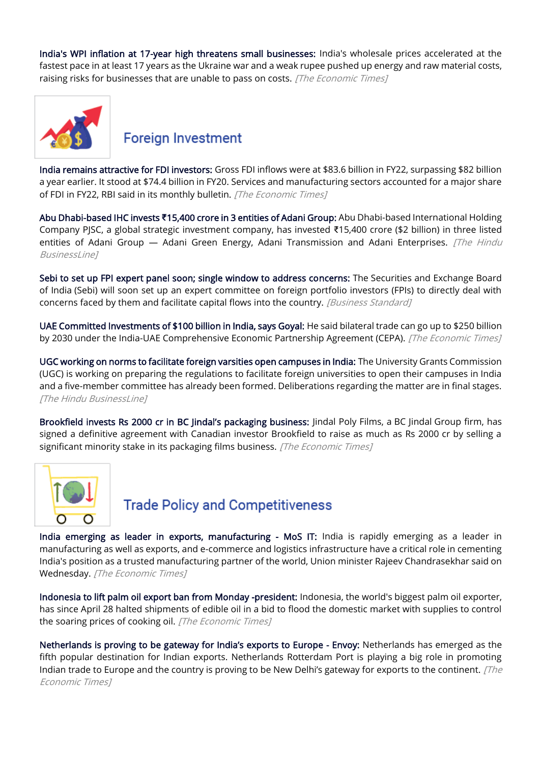**India's WPI inflation at 17-year high threatens small businesses:** India's wholesale prices accelerated at the fastest pace in at least 17 years as the Ukraine war and a weak rupee pushed up energy and raw material costs, raising risks for businesses that are unable to pass on costs. *[The Economic Times]*

## Foreign Investment

**India remains attractive for FDI investors:** Gross FDI inflows were at $83.6 billion in FY22, surpassing $82 billion a year earlier. It stood at $74.4 billion in FY20. Services and manufacturing sectors accounted for a major share of FDI in FY22, RBI said in its monthly bulletin. *[The Economic Times]*

**Abu Dhabi-based IHC invests ₹15,400 crore in 3 entities of Adani Group:** Abu Dhabi-based International Holding Company PJSC, a global strategic investment company, has invested ₹15,400 crore ($2 billion) in three listed entities of Adani Group — Adani Green Energy, Adani Transmission and Adani Enterprises. *[The Hindu BusinessLine]*

**Sebi to set up FPI expert panel soon; single window to address concerns:** The Securities and Exchange Board of India (Sebi) will soon set up an expert committee on foreign portfolio investors (FPIs) to directly deal with concerns faced by them and facilitate capital flows into the country. *[Business Standard]*

**UAE Committed Investments of $100 billion in India, says Goyal:** He said bilateral trade can go up to $250 billion by 2030 under the India-UAE Comprehensive Economic Partnership Agreement (CEPA). *[The Economic Times]*

**UGC working on norms to facilitate foreign varsities open campuses in India:** The University Grants Commission (UGC) is working on preparing the regulations to facilitate foreign universities to open their campuses in India and a five-member committee has already been formed. Deliberations regarding the matter are in final stages. *[The Hindu BusinessLine]*

**Brookfield invests Rs 2000 cr in BC Jindal's packaging business:** Jindal Poly Films, a BC Jindal Group firm, has signed a definitive agreement with Canadian investor Brookfield to raise as much as Rs 2000 cr by selling a significant minority stake in its packaging films business. *[The Economic Times]*

## Trade Policy and Competitiveness

**India emerging as leader in exports, manufacturing - MoS IT:** India is rapidly emerging as a leader in manufacturing as well as exports, and e-commerce and logistics infrastructure have a critical role in cementing India's position as a trusted manufacturing partner of the world, Union minister Rajeev Chandrasekhar said on Wednesday. *[The Economic Times]*

**Indonesia to lift palm oil export ban from Monday -president:** Indonesia, the world's biggest palm oil exporter, has since April 28 halted shipments of edible oil in a bid to flood the domestic market with supplies to control the soaring prices of cooking oil. *[The Economic Times]*

**Netherlands is proving to be gateway for India's exports to Europe - Envoy:** Netherlands has emerged as the fifth popular destination for Indian exports. Netherlands Rotterdam Port is playing a big role in promoting Indian trade to Europe and the country is proving to be New Delhi's gateway for exports to the continent. *[The Economic Times]*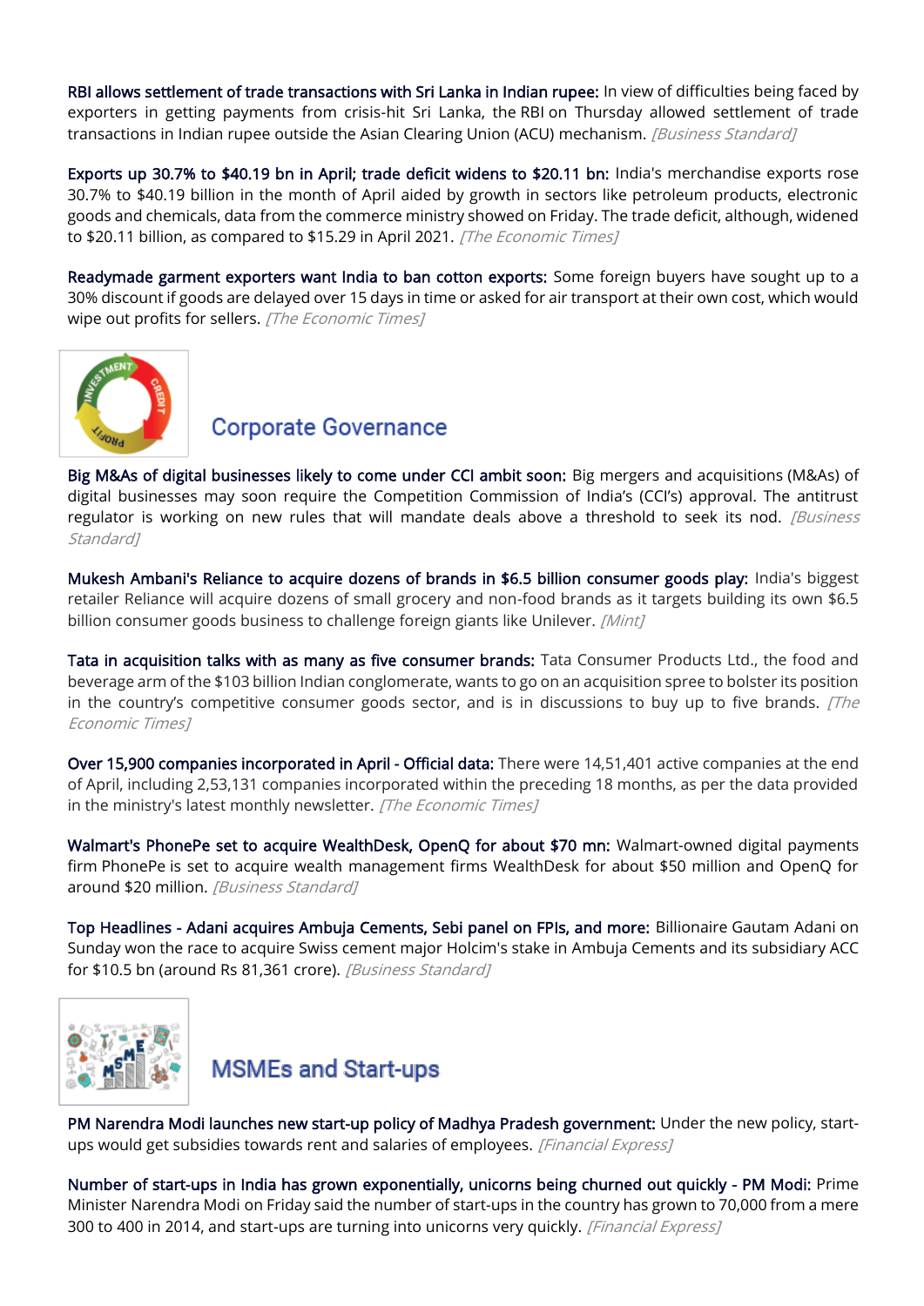**RBI allows settlement of trade transactions with Sri Lanka in Indian rupee:** In view of difficulties being faced by exporters in getting payments from crisis-hit Sri Lanka, the RBI on Thursday allowed settlement of trade transactions in Indian rupee outside the Asian Clearing Union (ACU) mechanism. *[Business Standard]*

**Exports up 30.7% to $40.19 bn in April; trade deficit widens to $20.11 bn:** India's merchandise exports rose 30.7% to $40.19 billion in the month of April aided by growth in sectors like petroleum products, electronic goods and chemicals, data from the commerce ministry showed on Friday. The trade deficit, although, widened to $20.11 billion, as compared to $15.29 in April 2021. *[The Economic Times]*

**Readymade garment exporters want India to ban cotton exports:** Some foreign buyers have sought up to a 30% discount if goods are delayed over 15 days in time or asked for air transport at their own cost, which would wipe out profits for sellers. *[The Economic Times]*

## Corporate Governance

**Big M&As of digital businesses likely to come under CCI ambit soon:** Big mergers and acquisitions (M&As) of digital businesses may soon require the Competition Commission of India's (CCI's) approval. The antitrust regulator is working on new rules that will mandate deals above a threshold to seek its nod. *[Business Standard]*

**Mukesh Ambani's Reliance to acquire dozens of brands in $6.5 billion consumer goods play:** India's biggest retailer Reliance will acquire dozens of small grocery and non-food brands as it targets building its own $6.5 billion consumer goods business to challenge foreign giants like Unilever. *[Mint]*

**Tata in acquisition talks with as many as five consumer brands:** Tata Consumer Products Ltd., the food and beverage arm of the $103 billion Indian conglomerate, wants to go on an acquisition spree to bolster its position in the country's competitive consumer goods sector, and is in discussions to buy up to five brands. *[The Economic Times]*

**Over 15,900 companies incorporated in April - Official data:** There were 14,51,401 active companies at the end of April, including 2,53,131 companies incorporated within the preceding 18 months, as per the data provided in the ministry's latest monthly newsletter. *[The Economic Times]*

**Walmart's PhonePe set to acquire WealthDesk, OpenQ for about $70 mn:** Walmart-owned digital payments firm PhonePe is set to acquire wealth management firms WealthDesk for about $50 million and OpenQ for around $20 million. *[Business Standard]*

**Top Headlines - Adani acquires Ambuja Cements, Sebi panel on FPIs, and more:** Billionaire Gautam Adani on Sunday won the race to acquire Swiss cement major Holcim's stake in Ambuja Cements and its subsidiary ACC for $10.5 bn (around Rs 81,361 crore). *[Business Standard]*

## MSMEs and Start-ups

**PM Narendra Modi launches new start-up policy of Madhya Pradesh government:** Under the new policy, start-ups would get subsidies towards rent and salaries of employees. *[Financial Express]*

**Number of start-ups in India has grown exponentially, unicorns being churned out quickly - PM Modi:** Prime Minister Narendra Modi on Friday said the number of start-ups in the country has grown to 70,000 from a mere 300 to 400 in 2014, and start-ups are turning into unicorns very quickly. *[Financial Express]*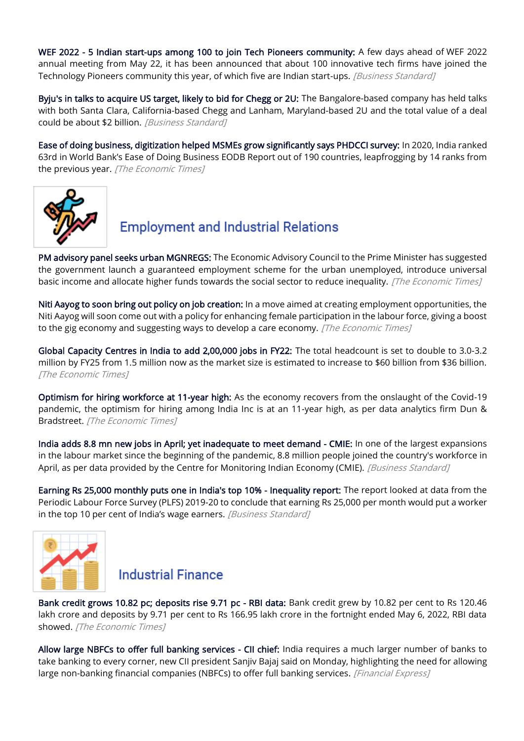**WEF 2022 - 5 Indian start-ups among 100 to join Tech Pioneers community:** A few days ahead of WEF 2022 annual meeting from May 22, it has been announced that about 100 innovative tech firms have joined the Technology Pioneers community this year, of which five are Indian start-ups. *[Business Standard]*

**Byju's in talks to acquire US target, likely to bid for Chegg or 2U:** The Bangalore-based company has held talks with both Santa Clara, California-based Chegg and Lanham, Maryland-based 2U and the total value of a deal could be about $2 billion. *[Business Standard]*

**Ease of doing business, digitization helped MSMEs grow significantly says PHDCCI survey:** In 2020, India ranked 63rd in World Bank's Ease of Doing Business EODB Report out of 190 countries, leapfrogging by 14 ranks from the previous year. *[The Economic Times]*

## Employment and Industrial Relations

**PM advisory panel seeks urban MGNREGS:** The Economic Advisory Council to the Prime Minister has suggested the government launch a guaranteed employment scheme for the urban unemployed, introduce universal basic income and allocate higher funds towards the social sector to reduce inequality. *[The Economic Times]*

**Niti Aayog to soon bring out policy on job creation:** In a move aimed at creating employment opportunities, the Niti Aayog will soon come out with a policy for enhancing female participation in the labour force, giving a boost to the gig economy and suggesting ways to develop a care economy. *[The Economic Times]*

**Global Capacity Centres in India to add 2,00,000 jobs in FY22:** The total headcount is set to double to 3.0-3.2 million by FY25 from 1.5 million now as the market size is estimated to increase to $60 billion from $36 billion. *[The Economic Times]*

**Optimism for hiring workforce at 11-year high:** As the economy recovers from the onslaught of the Covid-19 pandemic, the optimism for hiring among India Inc is at an 11-year high, as per data analytics firm Dun & Bradstreet. *[The Economic Times]*

**India adds 8.8 mn new jobs in April; yet inadequate to meet demand - CMIE:** In one of the largest expansions in the labour market since the beginning of the pandemic, 8.8 million people joined the country's workforce in April, as per data provided by the Centre for Monitoring Indian Economy (CMIE). *[Business Standard]*

**Earning Rs 25,000 monthly puts one in India's top 10% - Inequality report:** The report looked at data from the Periodic Labour Force Survey (PLFS) 2019-20 to conclude that earning Rs 25,000 per month would put a worker in the top 10 per cent of India's wage earners. *[Business Standard]*

## Industrial Finance

**Bank credit grows 10.82 pc; deposits rise 9.71 pc - RBI data:** Bank credit grew by 10.82 per cent to Rs 120.46 lakh crore and deposits by 9.71 per cent to Rs 166.95 lakh crore in the fortnight ended May 6, 2022, RBI data showed. *[The Economic Times]*

**Allow large NBFCs to offer full banking services - CII chief:** India requires a much larger number of banks to take banking to every corner, new CII president Sanjiv Bajaj said on Monday, highlighting the need for allowing large non-banking financial companies (NBFCs) to offer full banking services. *[Financial Express]*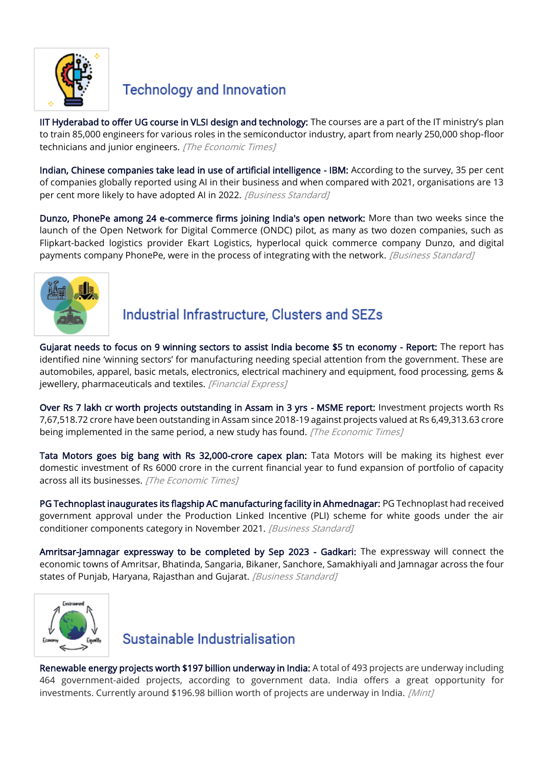## Technology and Innovation

**IIT Hyderabad to offer UG course in VLSI design and technology:** The courses are a part of the IT ministry's plan to train 85,000 engineers for various roles in the semiconductor industry, apart from nearly 250,000 shop-floor technicians and junior engineers. *[The Economic Times]*

**Indian, Chinese companies take lead in use of artificial intelligence - IBM:** According to the survey, 35 per cent of companies globally reported using AI in their business and when compared with 2021, organisations are 13 per cent more likely to have adopted AI in 2022. *[Business Standard]*

**Dunzo, PhonePe among 24 e-commerce firms joining India's open network:** More than two weeks since the launch of the Open Network for Digital Commerce (ONDC) pilot, as many as two dozen companies, such as Flipkart-backed logistics provider Ekart Logistics, hyperlocal quick commerce company Dunzo, and digital payments company PhonePe, were in the process of integrating with the network. *[Business Standard]*

## Industrial Infrastructure, Clusters and SEZs

**Gujarat needs to focus on 9 winning sectors to assist India become $5 tn economy - Report:** The report has identified nine 'winning sectors' for manufacturing needing special attention from the government. These are automobiles, apparel, basic metals, electronics, electrical machinery and equipment, food processing, gems & jewellery, pharmaceuticals and textiles. *[Financial Express]*

**Over Rs 7 lakh cr worth projects outstanding in Assam in 3 yrs - MSME report:** Investment projects worth Rs 7,67,518.72 crore have been outstanding in Assam since 2018-19 against projects valued at Rs 6,49,313.63 crore being implemented in the same period, a new study has found. *[The Economic Times]*

**Tata Motors goes big bang with Rs 32,000-crore capex plan:** Tata Motors will be making its highest ever domestic investment of Rs 6000 crore in the current financial year to fund expansion of portfolio of capacity across all its businesses. *[The Economic Times]*

**PG Technoplast inaugurates its flagship AC manufacturing facility in Ahmednagar:** PG Technoplast had received government approval under the Production Linked Incentive (PLI) scheme for white goods under the air conditioner components category in November 2021. *[Business Standard]*

**Amritsar-Jamnagar expressway to be completed by Sep 2023 - Gadkari:** The expressway will connect the economic towns of Amritsar, Bhatinda, Sangaria, Bikaner, Sanchore, Samakhiyali and Jamnagar across the four states of Punjab, Haryana, Rajasthan and Gujarat. *[Business Standard]*

## Sustainable Industrialisation

**Renewable energy projects worth $197 billion underway in India:** A total of 493 projects are underway including 464 government-aided projects, according to government data. India offers a great opportunity for investments. Currently around $196.98 billion worth of projects are underway in India. *[Mint]*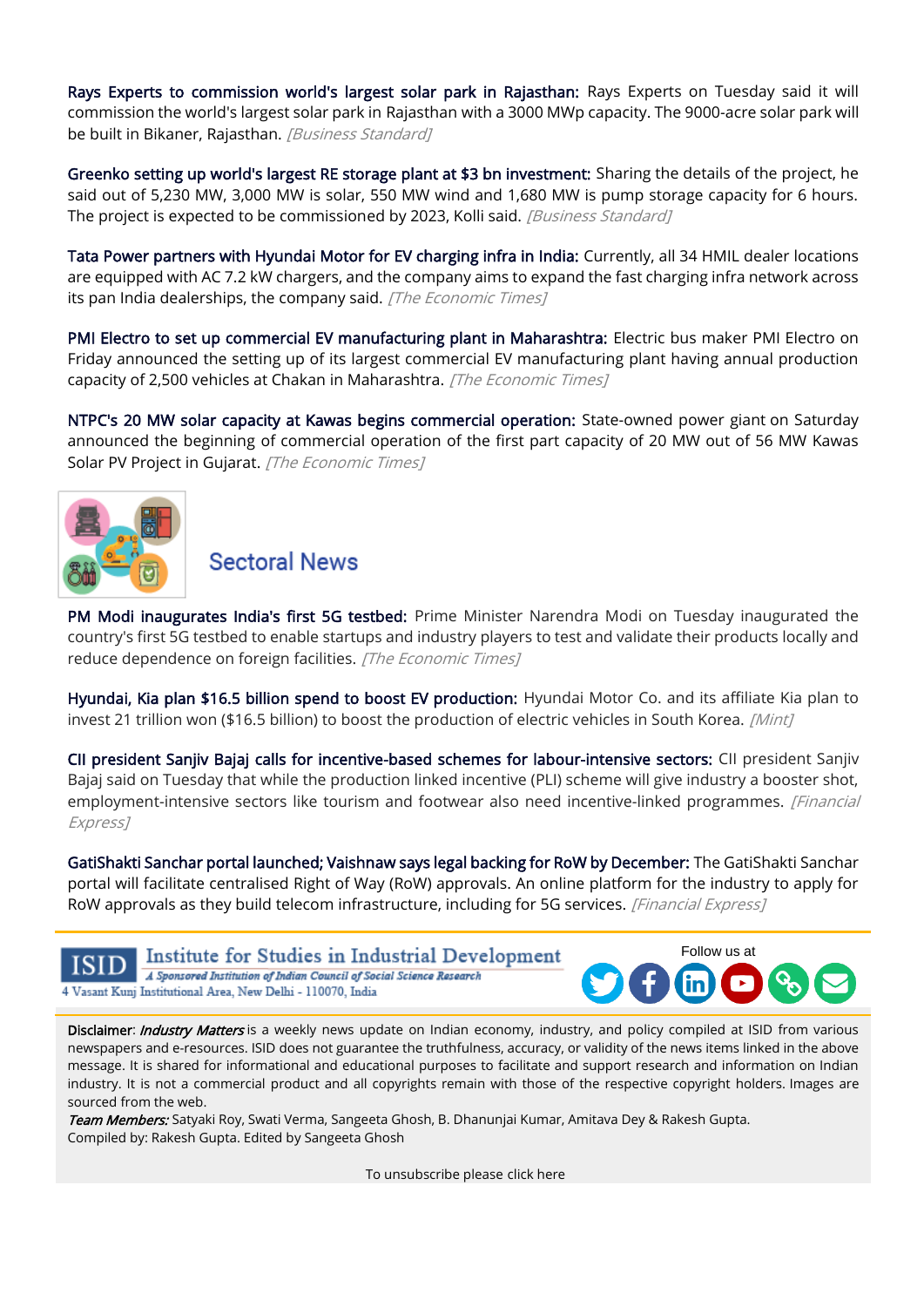**Rays Experts to commission world's largest solar park in Rajasthan:** Rays Experts on Tuesday said it will commission the world's largest solar park in Rajasthan with a 3000 MWp capacity. The 9000-acre solar park will be built in Bikaner, Rajasthan. *[Business Standard]*

**Greenko setting up world's largest RE storage plant at $3 bn investment:** Sharing the details of the project, he said out of 5,230 MW, 3,000 MW is solar, 550 MW wind and 1,680 MW is pump storage capacity for 6 hours. The project is expected to be commissioned by 2023, Kolli said. *[Business Standard]*

**Tata Power partners with Hyundai Motor for EV charging infra in India:** Currently, all 34 HMIL dealer locations are equipped with AC 7.2 kW chargers, and the company aims to expand the fast charging infra network across its pan India dealerships, the company said. *[The Economic Times]*

**PMI Electro to set up commercial EV manufacturing plant in Maharashtra:** Electric bus maker PMI Electro on Friday announced the setting up of its largest commercial EV manufacturing plant having annual production capacity of 2,500 vehicles at Chakan in Maharashtra. *[The Economic Times]*

**NTPC's 20 MW solar capacity at Kawas begins commercial operation:** State-owned power giant on Saturday announced the beginning of commercial operation of the first part capacity of 20 MW out of 56 MW Kawas Solar PV Project in Gujarat. *[The Economic Times]*

## Sectoral News

**PM Modi inaugurates India's first 5G testbed:** Prime Minister Narendra Modi on Tuesday inaugurated the country's first 5G testbed to enable startups and industry players to test and validate their products locally and reduce dependence on foreign facilities. *[The Economic Times]*

**Hyundai, Kia plan $16.5 billion spend to boost EV production:** Hyundai Motor Co. and its affiliate Kia plan to invest 21 trillion won ($16.5 billion) to boost the production of electric vehicles in South Korea. *[Mint]*

**CII president Sanjiv Bajaj calls for incentive-based schemes for labour-intensive sectors:** CII president Sanjiv Bajaj said on Tuesday that while the production linked incentive (PLI) scheme will give industry a booster shot, employment-intensive sectors like tourism and footwear also need incentive-linked programmes. *[Financial Express]*

**GatiShakti Sanchar portal launched; Vaishnaw says legal backing for RoW by December:** The GatiShakti Sanchar portal will facilitate centralised Right of Way (RoW) approvals. An online platform for the industry to apply for RoW approvals as they build telecom infrastructure, including for 5G services. *[Financial Express]*

---

ISID Institute for Studies in Industrial Development
*A Sponsored Institution of Indian Council of Social Science Research*
4 Vasant Kunj Institutional Area, New Delhi - 110070, India

Follow us at

Disclaimer: *Industry Matters* is a weekly news update on Indian economy, industry, and policy compiled at ISID from various newspapers and e-resources. ISID does not guarantee the truthfulness, accuracy, or validity of the news items linked in the above message. It is shared for informational and educational purposes to facilitate and support research and information on Indian industry. It is not a commercial product and all copyrights remain with those of the respective copyright holders. Images are sourced from the web.

*Team Members:* Satyaki Roy, Swati Verma, Sangeeta Ghosh, B. Dhanunjai Kumar, Amitava Dey & Rakesh Gupta.
Compiled by: Rakesh Gupta. Edited by Sangeeta Ghosh

To unsubscribe please click here